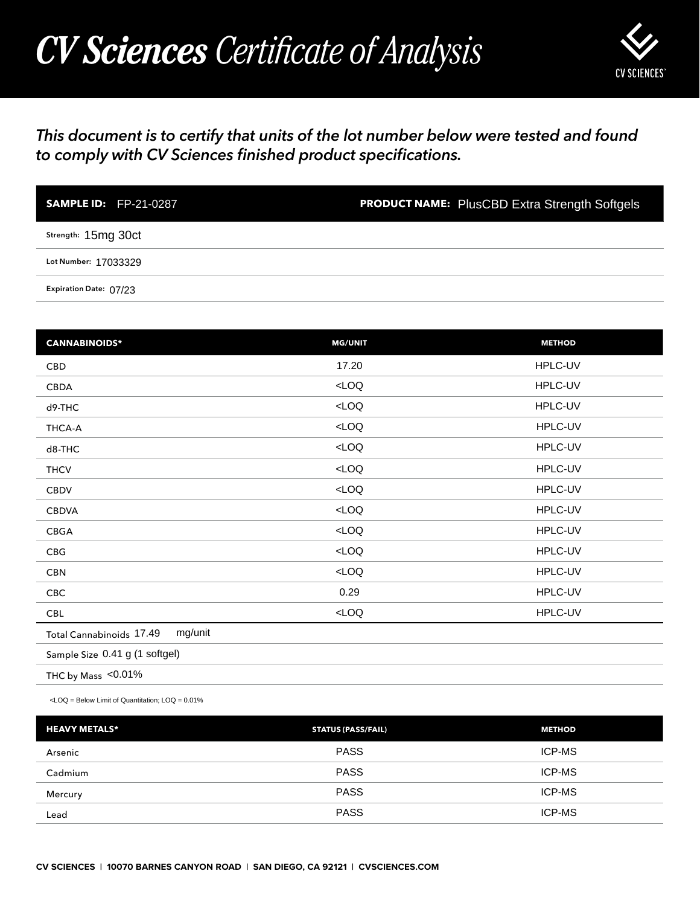# *CV Sciences Certificate of Analysis*

CV SCIENCES™

***This document is to certify that units of the lot number below were tested and found to comply with CV Sciences finished product specifications.***

**SAMPLE ID:** FP-21-0287

**PRODUCT NAME:** PlusCBD Extra Strength Softgels

**Strength:** 15mg 30ct

**Lot Number:** 17033329

**Expiration Date:** 07/23

| CANNABINOIDS* | MG/UNIT | METHOD |
|---|---|---|
| CBD | 17.20 | HPLC-UV |
| CBDA | <LOQ | HPLC-UV |
| d9-THC | <LOQ | HPLC-UV |
| THCA-A | <LOQ | HPLC-UV |
| d8-THC | <LOQ | HPLC-UV |
| THCV | <LOQ | HPLC-UV |
| CBDV | <LOQ | HPLC-UV |
| CBDVA | <LOQ | HPLC-UV |
| CBGA | <LOQ | HPLC-UV |
| CBG | <LOQ | HPLC-UV |
| CBN | <LOQ | HPLC-UV |
| CBC | 0.29 | HPLC-UV |
| CBL | <LOQ | HPLC-UV |

Total Cannabinoids 17.49 mg/unit

Sample Size 0.41 g (1 softgel)

THC by Mass <0.01%

<LOQ = Below Limit of Quantitation; LOQ = 0.01%

| HEAVY METALS* | STATUS (PASS/FAIL) | METHOD |
|---|---|---|
| Arsenic | PASS | ICP-MS |
| Cadmium | PASS | ICP-MS |
| Mercury | PASS | ICP-MS |
| Lead | PASS | ICP-MS |

**CV SCIENCES | 10070 BARNES CANYON ROAD | SAN DIEGO, CA 92121 | CVSCIENCES.COM**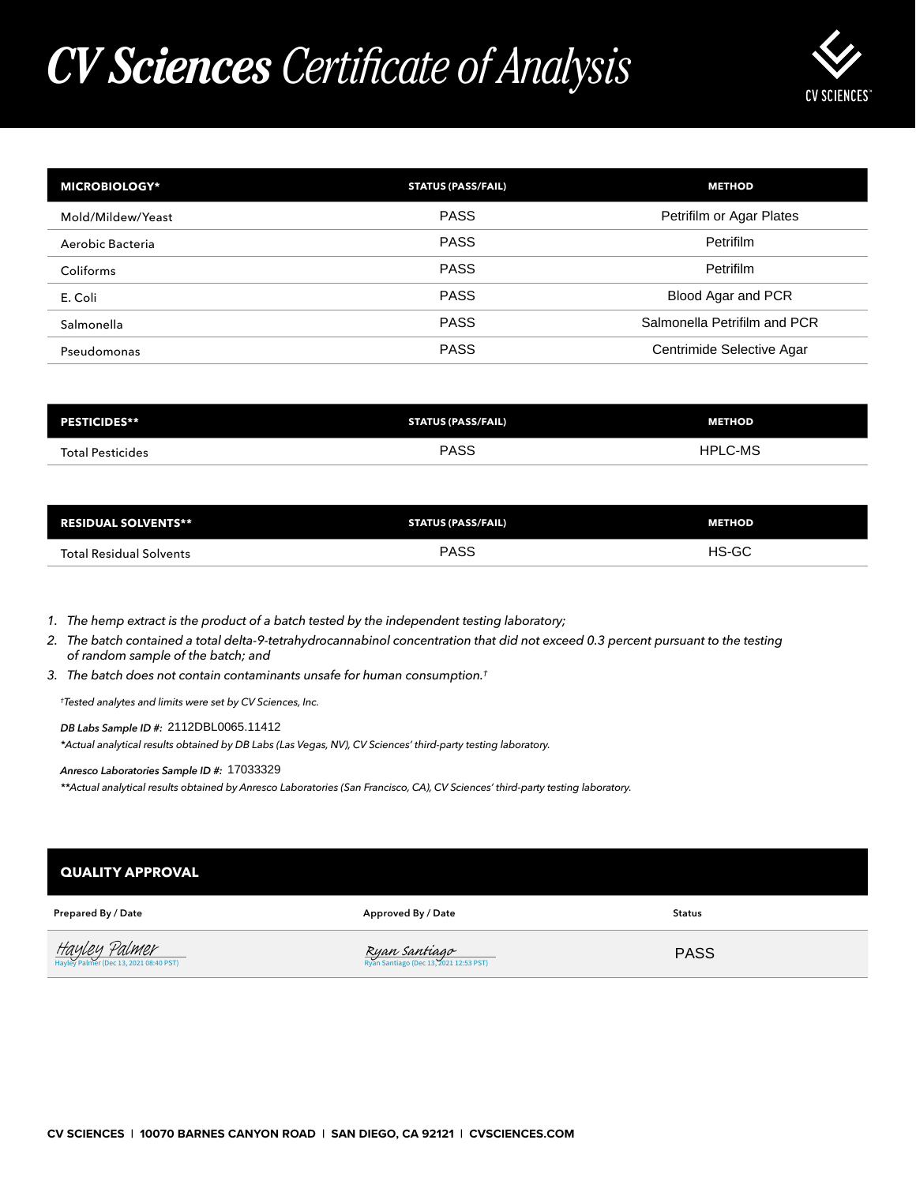# CV Sciences *Certificate of Analysis*

| MICROBIOLOGY* | STATUS (PASS/FAIL) | METHOD |
|---|---|---|
| Mold/Mildew/Yeast | PASS | Petrifilm or Agar Plates |
| Aerobic Bacteria | PASS | Petrifilm |
| Coliforms | PASS | Petrifilm |
| E. Coli | PASS | Blood Agar and PCR |
| Salmonella | PASS | Salmonella Petrifilm and PCR |
| Pseudomonas | PASS | Centrimide Selective Agar |

| PESTICIDES** | STATUS (PASS/FAIL) | METHOD |
|---|---|---|
| Total Pesticides | PASS | HPLC-MS |

| RESIDUAL SOLVENTS** | STATUS (PASS/FAIL) | METHOD |
|---|---|---|
| Total Residual Solvents | PASS | HS-GC |

1. *The hemp extract is the product of a batch tested by the independent testing laboratory;*
2. *The batch contained a total delta-9-tetrahydrocannabinol concentration that did not exceed 0.3 percent pursuant to the testing of random sample of the batch; and*
3. *The batch does not contain contaminants unsafe for human consumption.†*

*†Tested analytes and limits were set by CV Sciences, Inc.*

***DB Labs Sample ID #:*** 2112DBL0065.11412

**Actual analytical results obtained by DB Labs (Las Vegas, NV), CV Sciences' third-party testing laboratory.*

***Anresco Laboratories Sample ID #:*** 17033329

***Actual analytical results obtained by Anresco Laboratories (San Francisco, CA), CV Sciences' third-party testing laboratory.*

| QUALITY APPROVAL | | |
|---|---|---|
| Prepared By / Date | Approved By / Date | Status |
| Hayley Palmer<br>Hayley Palmer (Dec 13, 2021 08:40 PST) | Ryan Santiago<br>Ryan Santiago (Dec 13, 2021 12:53 PST) | PASS |

**CV SCIENCES | 10070 BARNES CANYON ROAD | SAN DIEGO, CA 92121 | CVSCIENCES.COM**